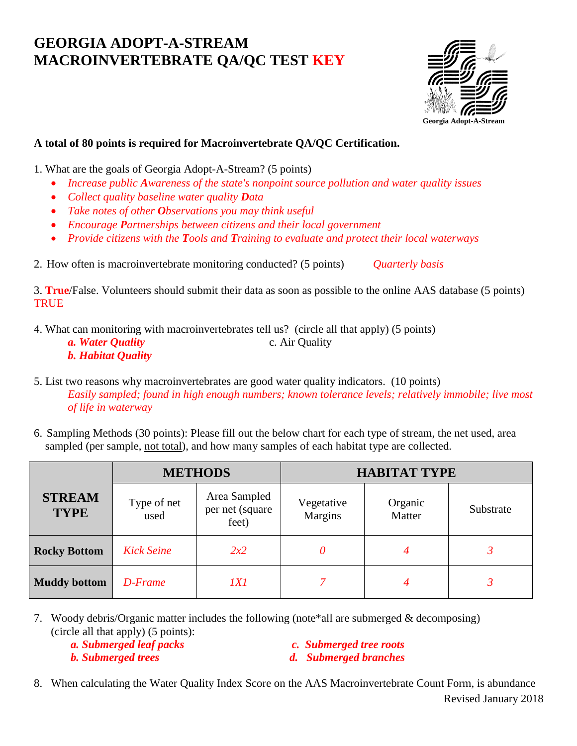# GEORGIA ADOPT-A-STREAM
# MACROINVERTEBRATE QA/QC TEST KEY

Georgia Adopt-A-Stream

**A total of 80 points is required for Macroinvertebrate QA/QC Certification.**

1. What are the goals of Georgia Adopt-A-Stream? (5 points)
   - *Increase public **A**wareness of the state's nonpoint source pollution and water quality issues*
   - *Collect quality baseline water quality **D**ata*
   - *Take notes of other **O**bservations you may think useful*
   - *Encourage **P**artnerships between citizens and their local government*
   - *Provide citizens with the **T**ools and **T**raining to evaluate and protect their local waterways*

2. How often is macroinvertebrate monitoring conducted? (5 points) *Quarterly basis*

3. **True**/False. Volunteers should submit their data as soon as possible to the online AAS database (5 points)
TRUE

4. What can monitoring with macroinvertebrates tell us? (circle all that apply) (5 points)
   ***a. Water Quality***
   ***b. Habitat Quality***
   c. Air Quality

5. List two reasons why macroinvertebrates are good water quality indicators. (10 points)
   *Easily sampled; found in high enough numbers; known tolerance levels; relatively immobile; live most of life in waterway*

6. Sampling Methods (30 points): Please fill out the below chart for each type of stream, the net used, area sampled (per sample, not total), and how many samples of each habitat type are collected.

| STREAM TYPE | METHODS | | HABITAT TYPE | | |
|---|---|---|---|---|---|
| | Type of net used | Area Sampled per net (square feet) | Vegetative Margins | Organic Matter | Substrate |
| **Rocky Bottom** | *Kick Seine* | *2x2* | *0* | *4* | *3* |
| **Muddy bottom** | *D-Frame* | *1X1* | *7* | *4* | *3* |

7. Woody debris/Organic matter includes the following (note*all are submerged & decomposing) (circle all that apply) (5 points):
   ***a. Submerged leaf packs***
   ***b. Submerged trees***
   ***c. Submerged tree roots***
   ***d. Submerged branches***

8. When calculating the Water Quality Index Score on the AAS Macroinvertebrate Count Form, is abundance

Revised January 2018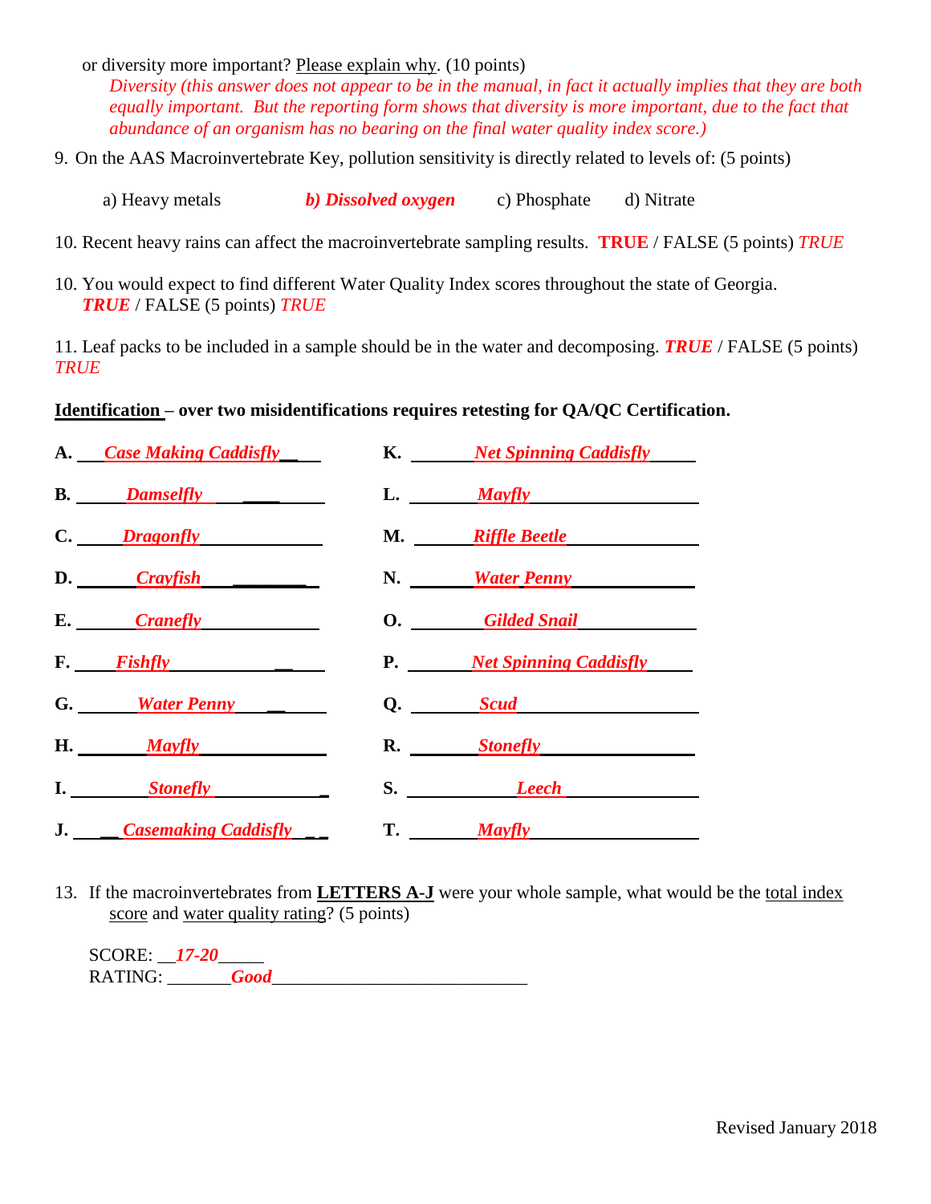or diversity more important? Please explain why. (10 points)

*Diversity (this answer does not appear to be in the manual, in fact it actually implies that they are both equally important. But the reporting form shows that diversity is more important, due to the fact that abundance of an organism has no bearing on the final water quality index score.)*

9. On the AAS Macroinvertebrate Key, pollution sensitivity is directly related to levels of: (5 points)

   a) Heavy metals   ***b) Dissolved oxygen***   c) Phosphate   d) Nitrate

10. Recent heavy rains can affect the macroinvertebrate sampling results. **TRUE** / FALSE (5 points) *TRUE*

10. You would expect to find different Water Quality Index scores throughout the state of Georgia. ***TRUE*** / FALSE (5 points) *TRUE*

11. Leaf packs to be included in a sample should be in the water and decomposing. ***TRUE*** / FALSE (5 points) *TRUE*

**Identification – over two misidentifications requires retesting for QA/QC Certification.**

| | | | |
|---|---|---|---|
| **A.** | ***Case Making Caddisfly*** | **K.** | ***Net Spinning Caddisfly*** |
| **B.** | ***Damselfly*** | **L.** | ***Mayfly*** |
| **C.** | ***Dragonfly*** | **M.** | ***Riffle Beetle*** |
| **D.** | ***Crayfish*** | **N.** | ***Water Penny*** |
| **E.** | ***Cranefly*** | **O.** | ***Gilded Snail*** |
| **F.** | ***Fishfly*** | **P.** | ***Net Spinning Caddisfly*** |
| **G.** | ***Water Penny*** | **Q.** | ***Scud*** |
| **H.** | ***Mayfly*** | **R.** | ***Stonefly*** |
| **I.** | ***Stonefly*** | **S.** | ***Leech*** |
| **J.** | ***Casemaking Caddisfly*** | **T.** | ***Mayfly*** |

13. If the macroinvertebrates from **LETTERS A-J** were your whole sample, what would be the total index score and water quality rating? (5 points)

SCORE: ***17-20***
RATING: ***Good***

Revised January 2018